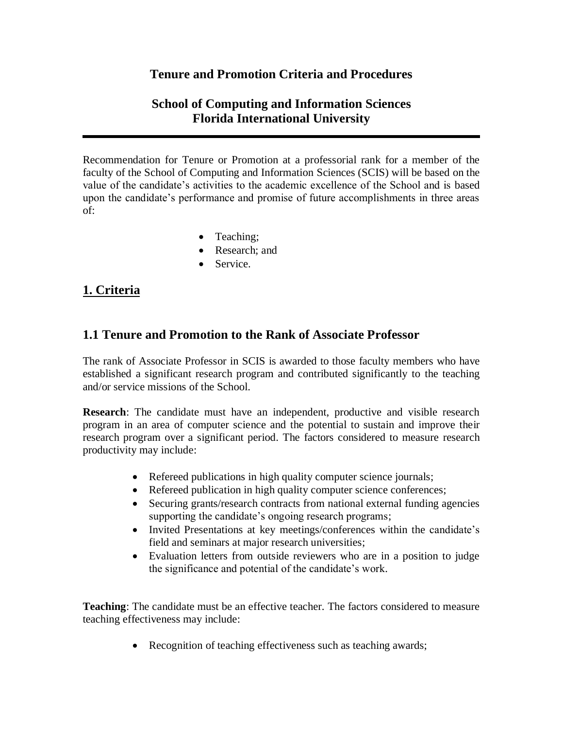# Tenure and Promotion Criteria and Procedures

# School of Computing and Information Sciences
# Florida International University

---

Recommendation for Tenure or Promotion at a professorial rank for a member of the faculty of the School of Computing and Information Sciences (SCIS) will be based on the value of the candidate's activities to the academic excellence of the School and is based upon the candidate's performance and promise of future accomplishments in three areas of:

- Teaching;
- Research; and
- Service.

## 1. Criteria

### 1.1 Tenure and Promotion to the Rank of Associate Professor

The rank of Associate Professor in SCIS is awarded to those faculty members who have established a significant research program and contributed significantly to the teaching and/or service missions of the School.

**Research**: The candidate must have an independent, productive and visible research program in an area of computer science and the potential to sustain and improve their research program over a significant period. The factors considered to measure research productivity may include:

- Refereed publications in high quality computer science journals;
- Refereed publication in high quality computer science conferences;
- Securing grants/research contracts from national external funding agencies supporting the candidate's ongoing research programs;
- Invited Presentations at key meetings/conferences within the candidate's field and seminars at major research universities;
- Evaluation letters from outside reviewers who are in a position to judge the significance and potential of the candidate's work.

**Teaching**: The candidate must be an effective teacher. The factors considered to measure teaching effectiveness may include:

- Recognition of teaching effectiveness such as teaching awards;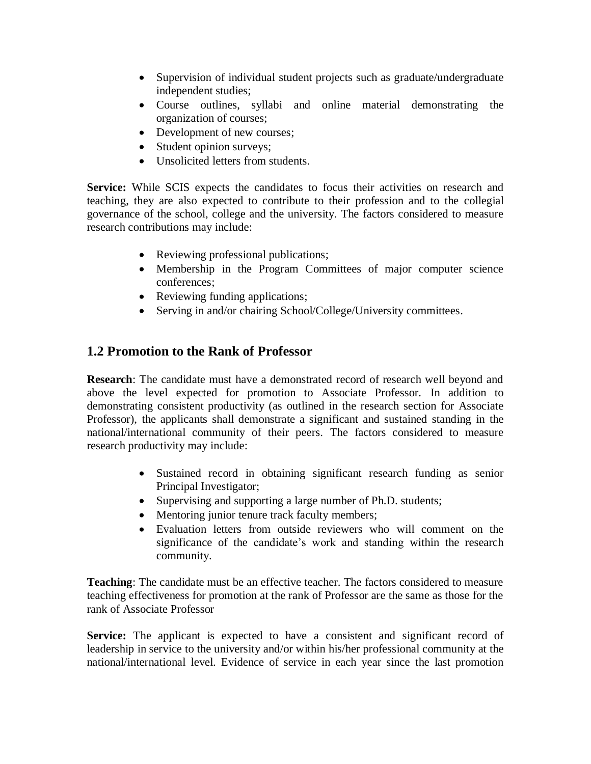- Supervision of individual student projects such as graduate/undergraduate independent studies;
- Course outlines, syllabi and online material demonstrating the organization of courses;
- Development of new courses;
- Student opinion surveys;
- Unsolicited letters from students.

**Service:** While SCIS expects the candidates to focus their activities on research and teaching, they are also expected to contribute to their profession and to the collegial governance of the school, college and the university. The factors considered to measure research contributions may include:

- Reviewing professional publications;
- Membership in the Program Committees of major computer science conferences;
- Reviewing funding applications;
- Serving in and/or chairing School/College/University committees.

## 1.2 Promotion to the Rank of Professor

**Research**: The candidate must have a demonstrated record of research well beyond and above the level expected for promotion to Associate Professor. In addition to demonstrating consistent productivity (as outlined in the research section for Associate Professor), the applicants shall demonstrate a significant and sustained standing in the national/international community of their peers. The factors considered to measure research productivity may include:

- Sustained record in obtaining significant research funding as senior Principal Investigator;
- Supervising and supporting a large number of Ph.D. students;
- Mentoring junior tenure track faculty members;
- Evaluation letters from outside reviewers who will comment on the significance of the candidate's work and standing within the research community.

**Teaching**: The candidate must be an effective teacher. The factors considered to measure teaching effectiveness for promotion at the rank of Professor are the same as those for the rank of Associate Professor

**Service:** The applicant is expected to have a consistent and significant record of leadership in service to the university and/or within his/her professional community at the national/international level. Evidence of service in each year since the last promotion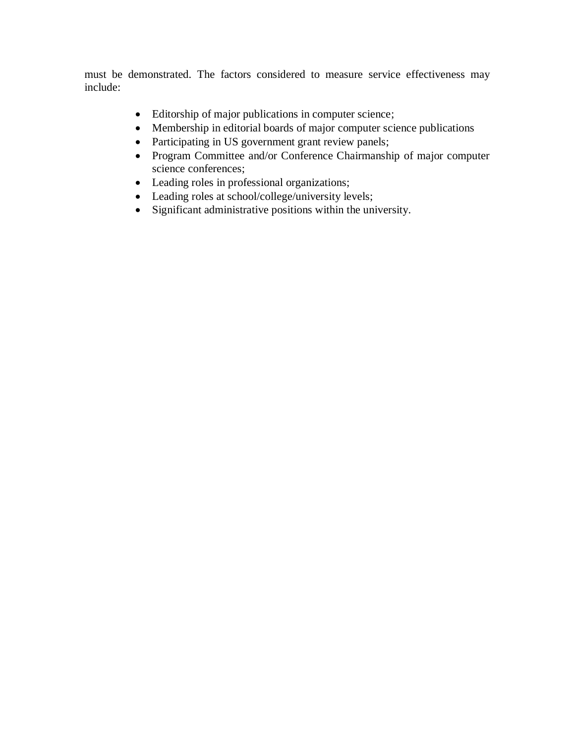must be demonstrated. The factors considered to measure service effectiveness may include:

- Editorship of major publications in computer science;
- Membership in editorial boards of major computer science publications
- Participating in US government grant review panels;
- Program Committee and/or Conference Chairmanship of major computer science conferences;
- Leading roles in professional organizations;
- Leading roles at school/college/university levels;
- Significant administrative positions within the university.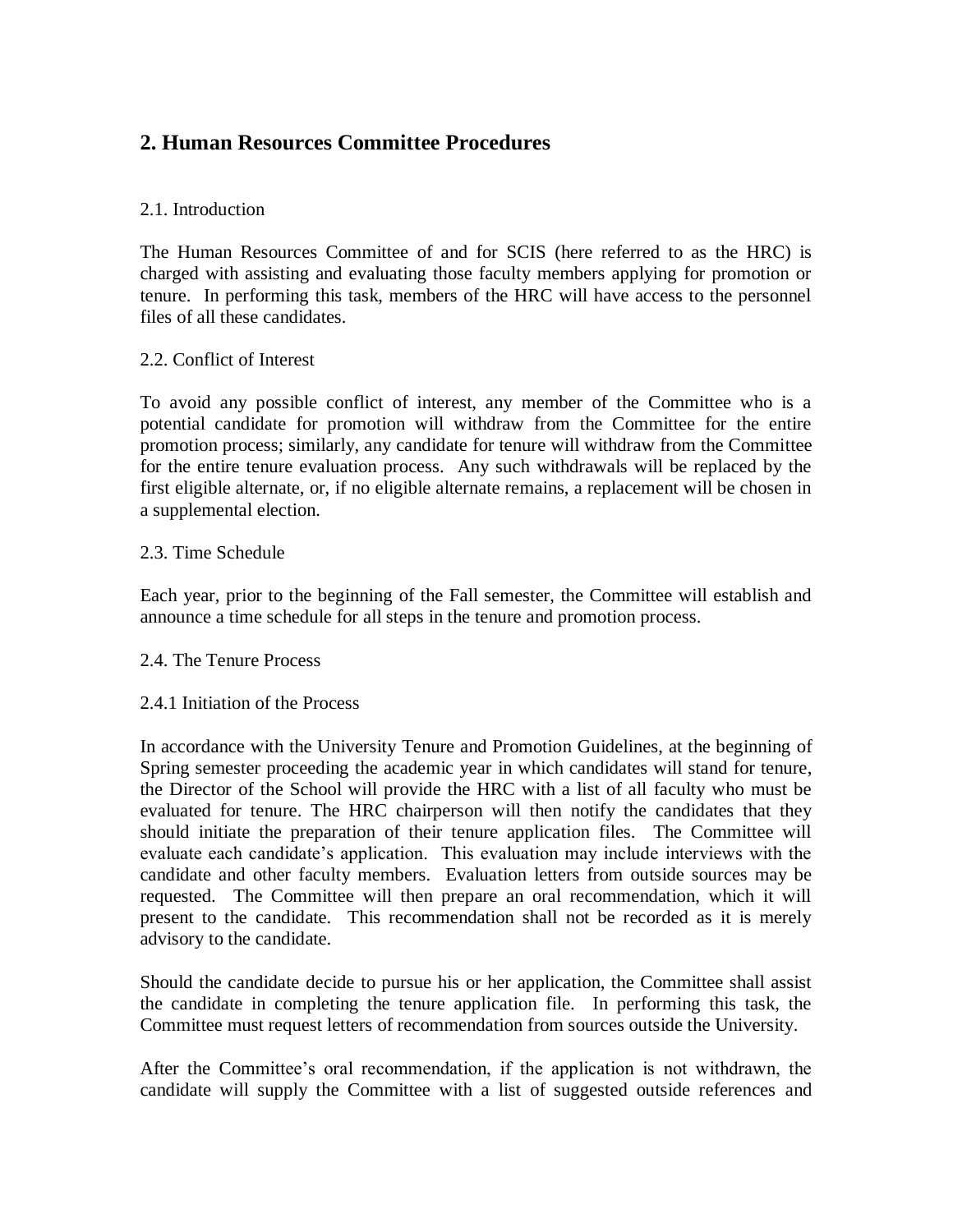## 2. Human Resources Committee Procedures

2.1. Introduction

The Human Resources Committee of and for SCIS (here referred to as the HRC) is charged with assisting and evaluating those faculty members applying for promotion or tenure. In performing this task, members of the HRC will have access to the personnel files of all these candidates.

2.2. Conflict of Interest

To avoid any possible conflict of interest, any member of the Committee who is a potential candidate for promotion will withdraw from the Committee for the entire promotion process; similarly, any candidate for tenure will withdraw from the Committee for the entire tenure evaluation process. Any such withdrawals will be replaced by the first eligible alternate, or, if no eligible alternate remains, a replacement will be chosen in a supplemental election.

2.3. Time Schedule

Each year, prior to the beginning of the Fall semester, the Committee will establish and announce a time schedule for all steps in the tenure and promotion process.

2.4. The Tenure Process

2.4.1 Initiation of the Process

In accordance with the University Tenure and Promotion Guidelines, at the beginning of Spring semester proceeding the academic year in which candidates will stand for tenure, the Director of the School will provide the HRC with a list of all faculty who must be evaluated for tenure. The HRC chairperson will then notify the candidates that they should initiate the preparation of their tenure application files. The Committee will evaluate each candidate's application. This evaluation may include interviews with the candidate and other faculty members. Evaluation letters from outside sources may be requested. The Committee will then prepare an oral recommendation, which it will present to the candidate. This recommendation shall not be recorded as it is merely advisory to the candidate.

Should the candidate decide to pursue his or her application, the Committee shall assist the candidate in completing the tenure application file. In performing this task, the Committee must request letters of recommendation from sources outside the University.

After the Committee's oral recommendation, if the application is not withdrawn, the candidate will supply the Committee with a list of suggested outside references and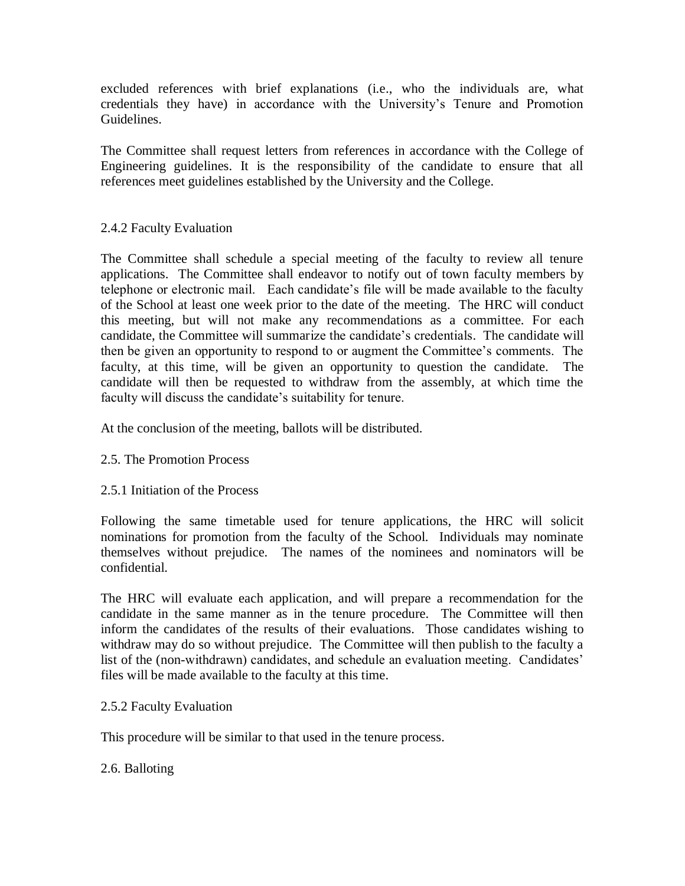excluded references with brief explanations (i.e., who the individuals are, what credentials they have) in accordance with the University's Tenure and Promotion Guidelines.

The Committee shall request letters from references in accordance with the College of Engineering guidelines. It is the responsibility of the candidate to ensure that all references meet guidelines established by the University and the College.

### 2.4.2 Faculty Evaluation

The Committee shall schedule a special meeting of the faculty to review all tenure applications. The Committee shall endeavor to notify out of town faculty members by telephone or electronic mail. Each candidate's file will be made available to the faculty of the School at least one week prior to the date of the meeting. The HRC will conduct this meeting, but will not make any recommendations as a committee. For each candidate, the Committee will summarize the candidate's credentials. The candidate will then be given an opportunity to respond to or augment the Committee's comments. The faculty, at this time, will be given an opportunity to question the candidate. The candidate will then be requested to withdraw from the assembly, at which time the faculty will discuss the candidate's suitability for tenure.

At the conclusion of the meeting, ballots will be distributed.

## 2.5. The Promotion Process

### 2.5.1 Initiation of the Process

Following the same timetable used for tenure applications, the HRC will solicit nominations for promotion from the faculty of the School. Individuals may nominate themselves without prejudice. The names of the nominees and nominators will be confidential.

The HRC will evaluate each application, and will prepare a recommendation for the candidate in the same manner as in the tenure procedure. The Committee will then inform the candidates of the results of their evaluations. Those candidates wishing to withdraw may do so without prejudice. The Committee will then publish to the faculty a list of the (non-withdrawn) candidates, and schedule an evaluation meeting. Candidates' files will be made available to the faculty at this time.

### 2.5.2 Faculty Evaluation

This procedure will be similar to that used in the tenure process.

## 2.6. Balloting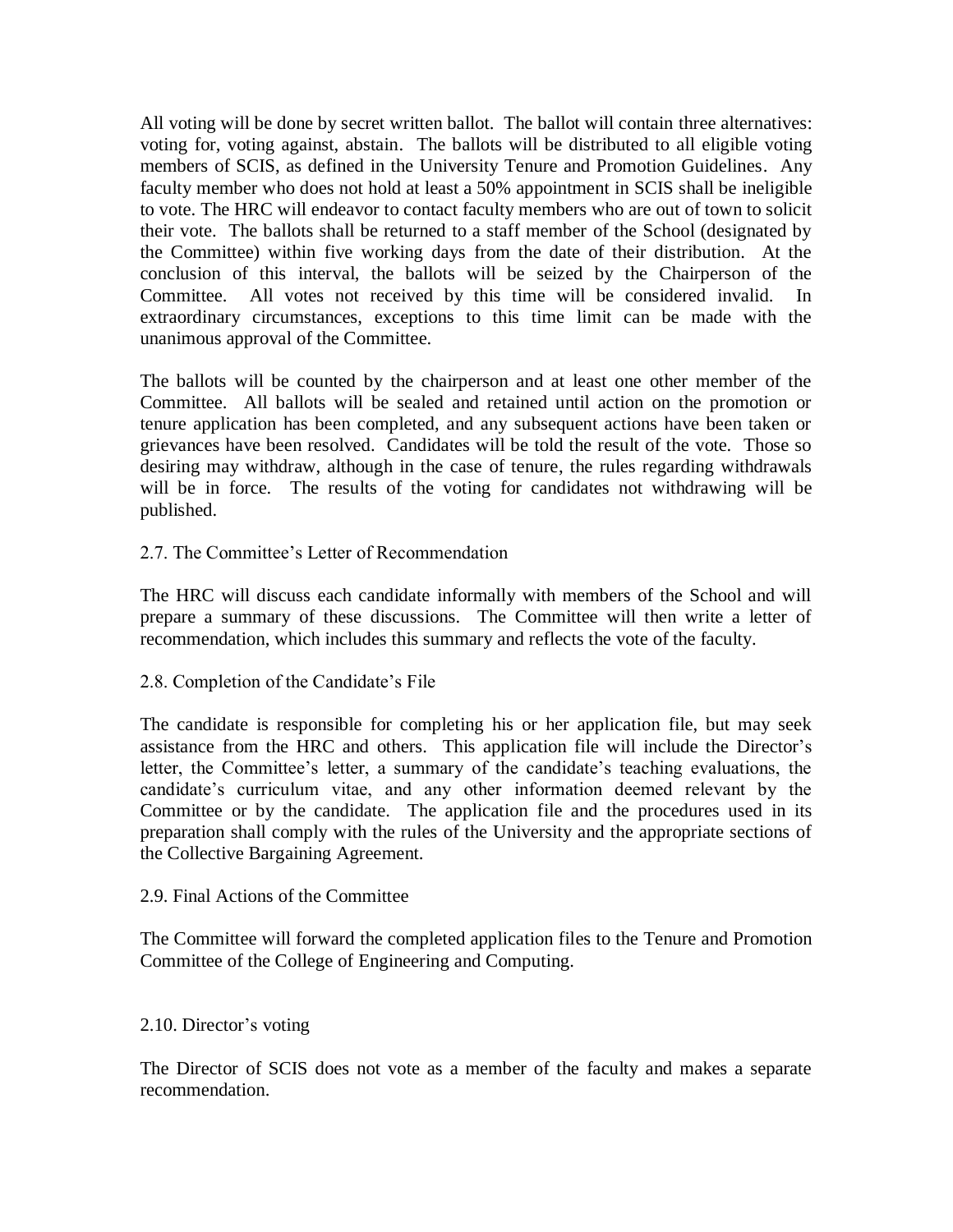All voting will be done by secret written ballot. The ballot will contain three alternatives: voting for, voting against, abstain. The ballots will be distributed to all eligible voting members of SCIS, as defined in the University Tenure and Promotion Guidelines. Any faculty member who does not hold at least a 50% appointment in SCIS shall be ineligible to vote. The HRC will endeavor to contact faculty members who are out of town to solicit their vote. The ballots shall be returned to a staff member of the School (designated by the Committee) within five working days from the date of their distribution. At the conclusion of this interval, the ballots will be seized by the Chairperson of the Committee. All votes not received by this time will be considered invalid. In extraordinary circumstances, exceptions to this time limit can be made with the unanimous approval of the Committee.

The ballots will be counted by the chairperson and at least one other member of the Committee. All ballots will be sealed and retained until action on the promotion or tenure application has been completed, and any subsequent actions have been taken or grievances have been resolved. Candidates will be told the result of the vote. Those so desiring may withdraw, although in the case of tenure, the rules regarding withdrawals will be in force. The results of the voting for candidates not withdrawing will be published.

### 2.7. The Committee's Letter of Recommendation

The HRC will discuss each candidate informally with members of the School and will prepare a summary of these discussions. The Committee will then write a letter of recommendation, which includes this summary and reflects the vote of the faculty.

### 2.8. Completion of the Candidate's File

The candidate is responsible for completing his or her application file, but may seek assistance from the HRC and others. This application file will include the Director's letter, the Committee's letter, a summary of the candidate's teaching evaluations, the candidate's curriculum vitae, and any other information deemed relevant by the Committee or by the candidate. The application file and the procedures used in its preparation shall comply with the rules of the University and the appropriate sections of the Collective Bargaining Agreement.

### 2.9. Final Actions of the Committee

The Committee will forward the completed application files to the Tenure and Promotion Committee of the College of Engineering and Computing.

### 2.10. Director's voting

The Director of SCIS does not vote as a member of the faculty and makes a separate recommendation.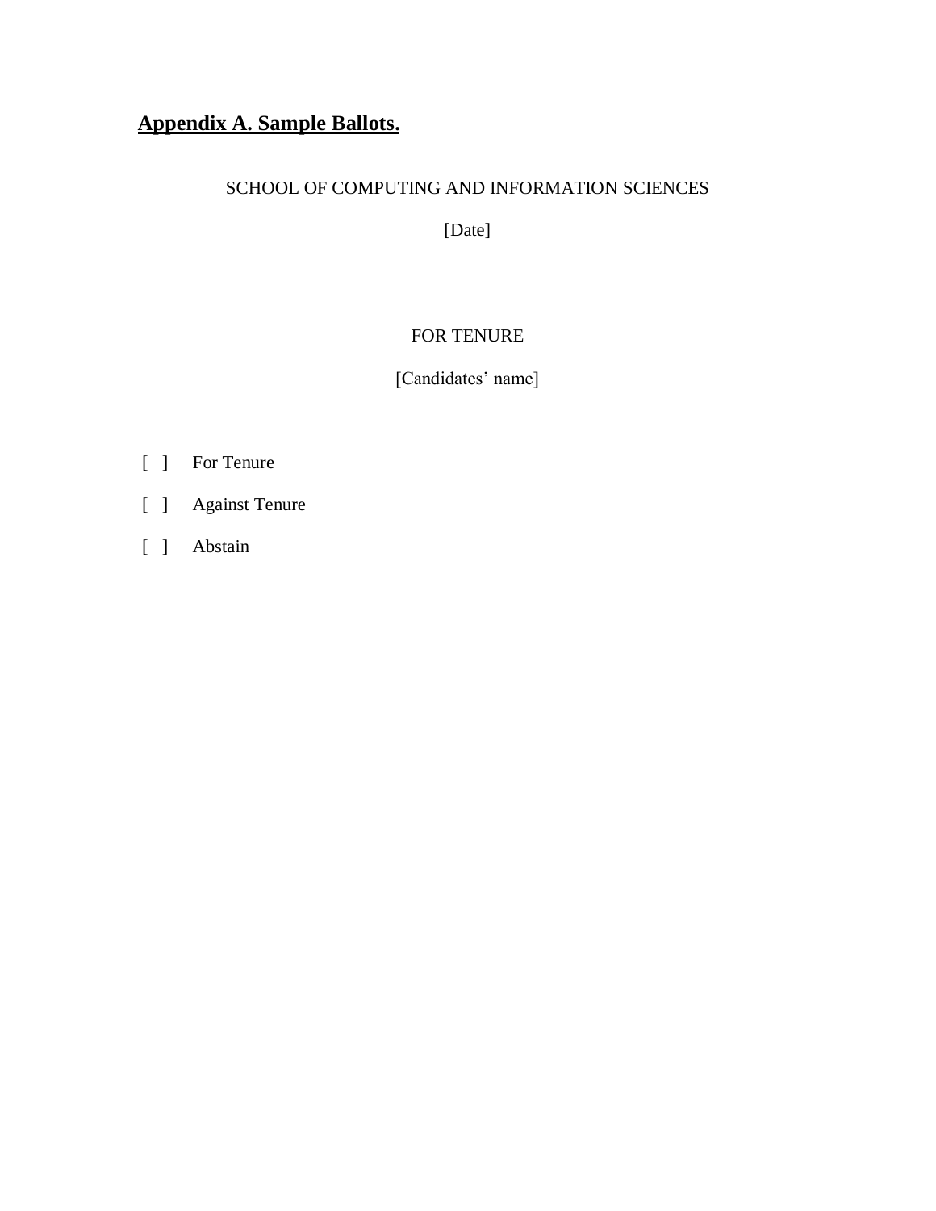## **Appendix A. Sample Ballots.**

SCHOOL OF COMPUTING AND INFORMATION SCIENCES

[Date]

FOR TENURE

[Candidates' name]

[ ] For Tenure

[ ] Against Tenure

[ ] Abstain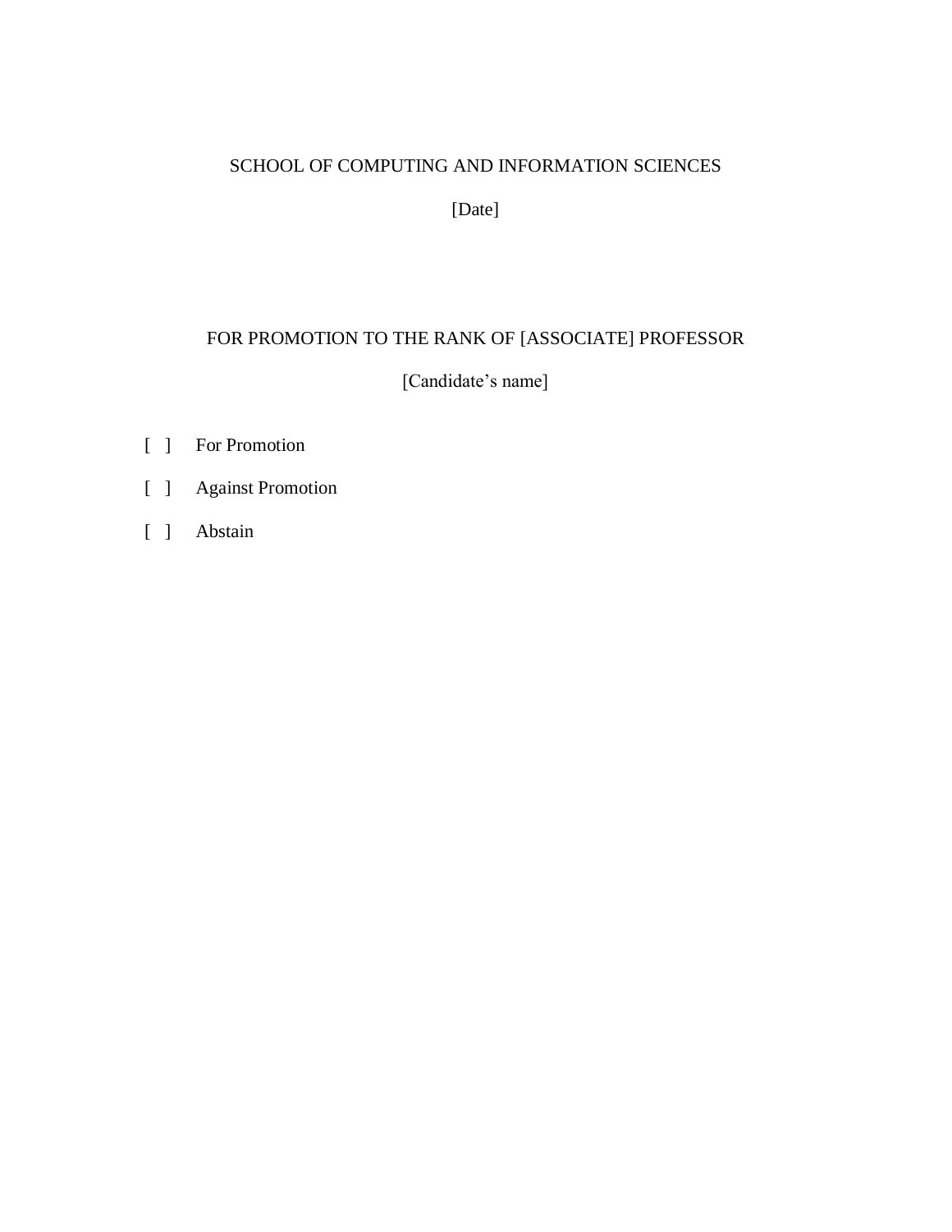SCHOOL OF COMPUTING AND INFORMATION SCIENCES

[Date]

FOR PROMOTION TO THE RANK OF [ASSOCIATE] PROFESSOR

[Candidate's name]

[ ] For Promotion

[ ] Against Promotion

[ ] Abstain